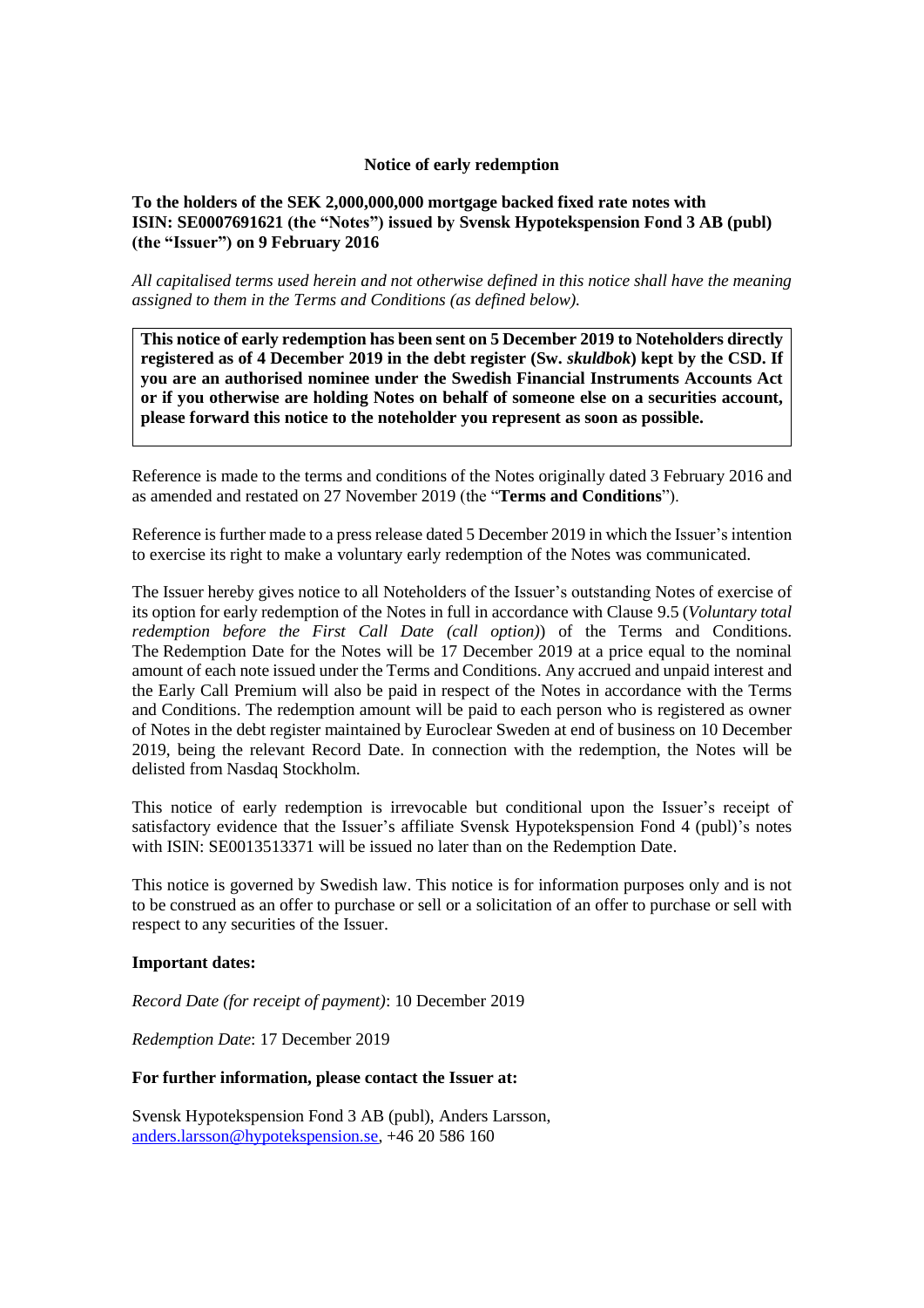**Notice of early redemption**

**To the holders of the SEK 2,000,000,000 mortgage backed fixed rate notes with ISIN: SE0007691621 (the "Notes") issued by Svensk Hypotekspension Fond 3 AB (publ) (the "Issuer") on 9 February 2016**

*All capitalised terms used herein and not otherwise defined in this notice shall have the meaning assigned to them in the Terms and Conditions (as defined below).*

> **This notice of early redemption has been sent on 5 December 2019 to Noteholders directly registered as of 4 December 2019 in the debt register (Sw. *skuldbok*) kept by the CSD. If you are an authorised nominee under the Swedish Financial Instruments Accounts Act or if you otherwise are holding Notes on behalf of someone else on a securities account, please forward this notice to the noteholder you represent as soon as possible.**

Reference is made to the terms and conditions of the Notes originally dated 3 February 2016 and as amended and restated on 27 November 2019 (the "**Terms and Conditions**").

Reference is further made to a press release dated 5 December 2019 in which the Issuer's intention to exercise its right to make a voluntary early redemption of the Notes was communicated.

The Issuer hereby gives notice to all Noteholders of the Issuer's outstanding Notes of exercise of its option for early redemption of the Notes in full in accordance with Clause 9.5 (*Voluntary total redemption before the First Call Date (call option)*) of the Terms and Conditions. The Redemption Date for the Notes will be 17 December 2019 at a price equal to the nominal amount of each note issued under the Terms and Conditions. Any accrued and unpaid interest and the Early Call Premium will also be paid in respect of the Notes in accordance with the Terms and Conditions. The redemption amount will be paid to each person who is registered as owner of Notes in the debt register maintained by Euroclear Sweden at end of business on 10 December 2019, being the relevant Record Date. In connection with the redemption, the Notes will be delisted from Nasdaq Stockholm.

This notice of early redemption is irrevocable but conditional upon the Issuer's receipt of satisfactory evidence that the Issuer's affiliate Svensk Hypotekspension Fond 4 (publ)'s notes with ISIN: SE0013513371 will be issued no later than on the Redemption Date.

This notice is governed by Swedish law. This notice is for information purposes only and is not to be construed as an offer to purchase or sell or a solicitation of an offer to purchase or sell with respect to any securities of the Issuer.

**Important dates:**

*Record Date (for receipt of payment)*: 10 December 2019

*Redemption Date*: 17 December 2019

**For further information, please contact the Issuer at:**

Svensk Hypotekspension Fond 3 AB (publ), Anders Larsson, anders.larsson@hypotekspension.se, +46 20 586 160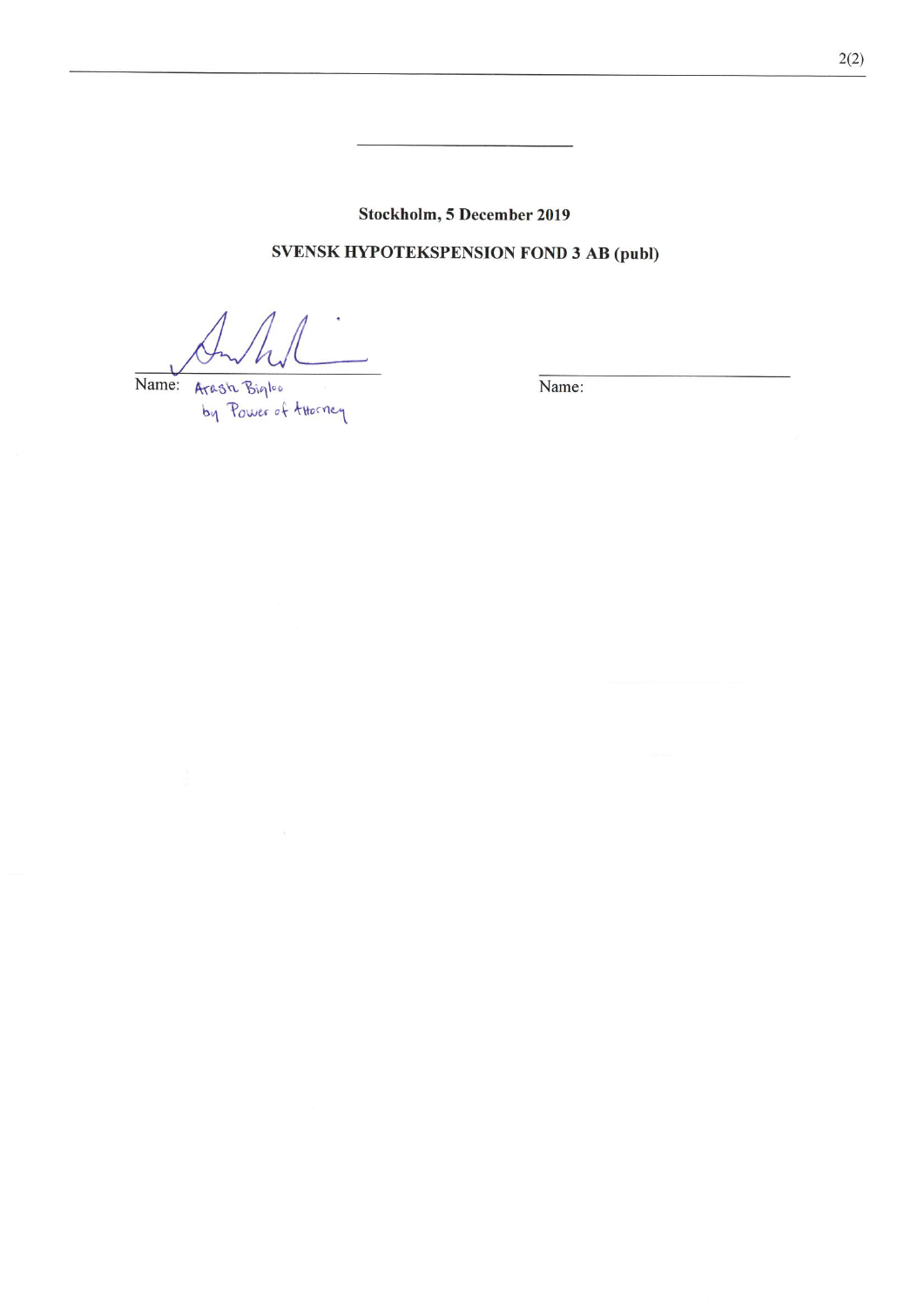---

**Stockholm, 5 December 2019**

**SVENSK HYPOTEKSPENSION FOND 3 AB (publ)**

| | |
|---|---|
| Name: Arash Bigloo by Power of Attorney | Name: |